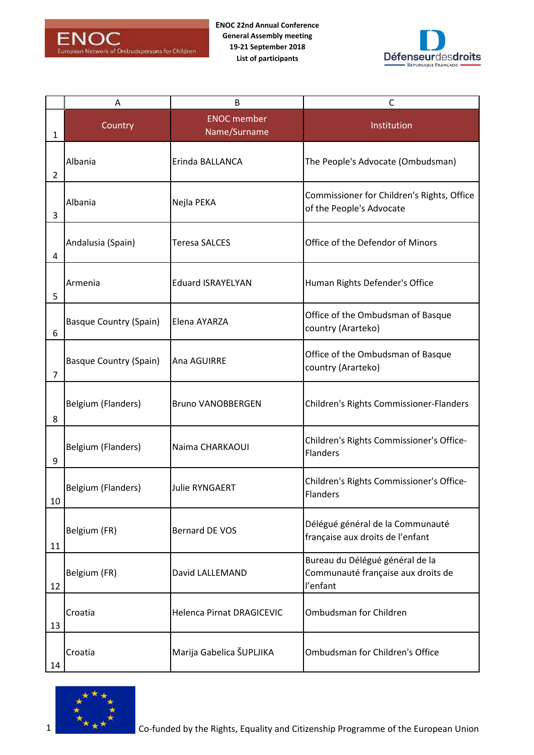ENOC 22nd Annual Conference
General Assembly meeting
19-21 September 2018
List of participants

| | A | B | C |
|---|---|---|---|
| 1 | Country | ENOC member Name/Surname | Institution |
| 2 | Albania | Erinda BALLANCA | The People's Advocate (Ombudsman) |
| 3 | Albania | Nejla PEKA | Commissioner for Children's Rights, Office of the People's Advocate |
| 4 | Andalusia (Spain) | Teresa SALCES | Office of the Defendor of Minors |
| 5 | Armenia | Eduard ISRAYELYAN | Human Rights Defender's Office |
| 6 | Basque Country (Spain) | Elena AYARZA | Office of the Ombudsman of Basque country (Ararteko) |
| 7 | Basque Country (Spain) | Ana AGUIRRE | Office of the Ombudsman of Basque country (Ararteko) |
| 8 | Belgium (Flanders) | Bruno VANOBBERGEN | Children's Rights Commissioner-Flanders |
| 9 | Belgium (Flanders) | Naima CHARKAOUI | Children's Rights Commissioner's Office-Flanders |
| 10 | Belgium (Flanders) | Julie RYNGAERT | Children's Rights Commissioner's Office-Flanders |
| 11 | Belgium (FR) | Bernard DE VOS | Délégué général de la Communauté française aux droits de l'enfant |
| 12 | Belgium (FR) | David LALLEMAND | Bureau du Délégué général de la Communauté française aux droits de l'enfant |
| 13 | Croatia | Helenca Pirnat DRAGICEVIC | Ombudsman for Children |
| 14 | Croatia | Marija Gabelica ŠUPLJIKA | Ombudsman for Children's Office |

Co-funded by the Rights, Equality and Citizenship Programme of the European Union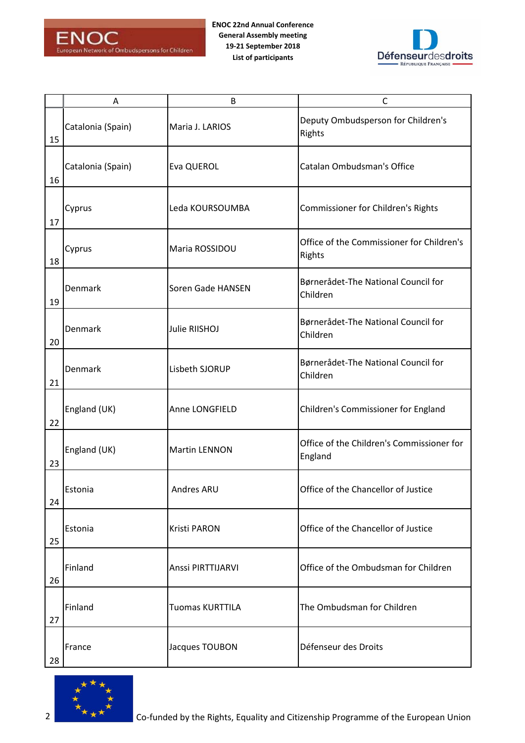| | A | B | C |
|---|---|---|---|
| 15 | Catalonia (Spain) | Maria J. LARIOS | Deputy Ombudsperson for Children's Rights |
| 16 | Catalonia (Spain) | Eva QUEROL | Catalan Ombudsman's Office |
| 17 | Cyprus | Leda KOURSOUMBA | Commissioner for Children's Rights |
| 18 | Cyprus | Maria ROSSIDOU | Office of the Commissioner for Children's Rights |
| 19 | Denmark | Soren Gade HANSEN | Børnerådet-The National Council for Children |
| 20 | Denmark | Julie RIISHOJ | Børnerådet-The National Council for Children |
| 21 | Denmark | Lisbeth SJORUP | Børnerådet-The National Council for Children |
| 22 | England (UK) | Anne LONGFIELD | Children's Commissioner for England |
| 23 | England (UK) | Martin LENNON | Office of the Children's Commissioner for England |
| 24 | Estonia | Andres ARU | Office of the Chancellor of Justice |
| 25 | Estonia | Kristi PARON | Office of the Chancellor of Justice |
| 26 | Finland | Anssi PIRTTIJARVI | Office of the Ombudsman for Children |
| 27 | Finland | Tuomas KURTTILA | The Ombudsman for Children |
| 28 | France | Jacques TOUBON | Défenseur des Droits |

Co-funded by the Rights, Equality and Citizenship Programme of the European Union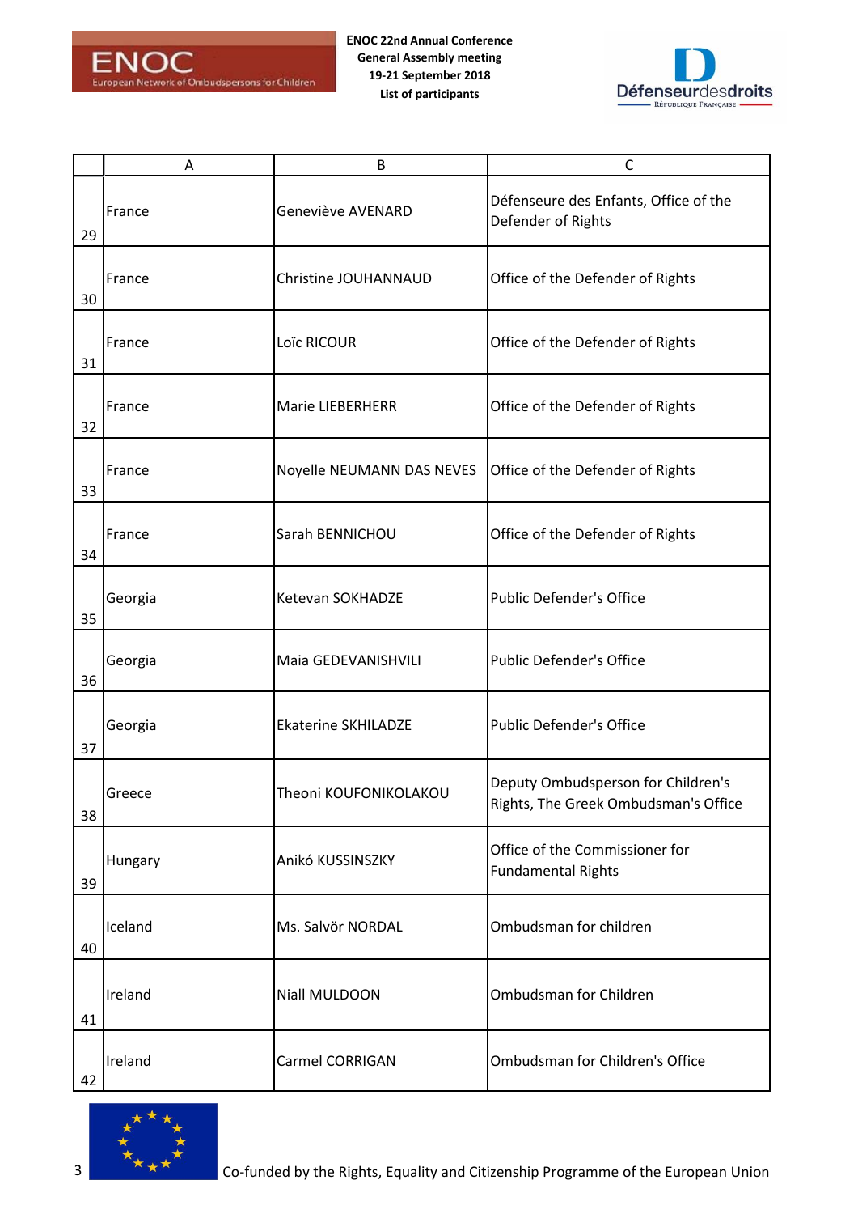|  | A | B | C |
|---|---|---|---|
| 29 | France | Geneviève AVENARD | Défenseure des Enfants, Office of the Defender of Rights |
| 30 | France | Christine JOUHANNAUD | Office of the Defender of Rights |
| 31 | France | Loïc RICOUR | Office of the Defender of Rights |
| 32 | France | Marie LIEBERHERR | Office of the Defender of Rights |
| 33 | France | Noyelle NEUMANN DAS NEVES | Office of the Defender of Rights |
| 34 | France | Sarah BENNICHOU | Office of the Defender of Rights |
| 35 | Georgia | Ketevan SOKHADZE | Public Defender's Office |
| 36 | Georgia | Maia GEDEVANISHVILI | Public Defender's Office |
| 37 | Georgia | Ekaterine SKHILADZE | Public Defender's Office |
| 38 | Greece | Theoni KOUFONIKOLAKOU | Deputy Ombudsperson for Children's Rights, The Greek Ombudsman's Office |
| 39 | Hungary | Anikó KUSSINSZKY | Office of the Commissioner for Fundamental Rights |
| 40 | Iceland | Ms. Salvör NORDAL | Ombudsman for children |
| 41 | Ireland | Niall MULDOON | Ombudsman for Children |
| 42 | Ireland | Carmel CORRIGAN | Ombudsman for Children's Office |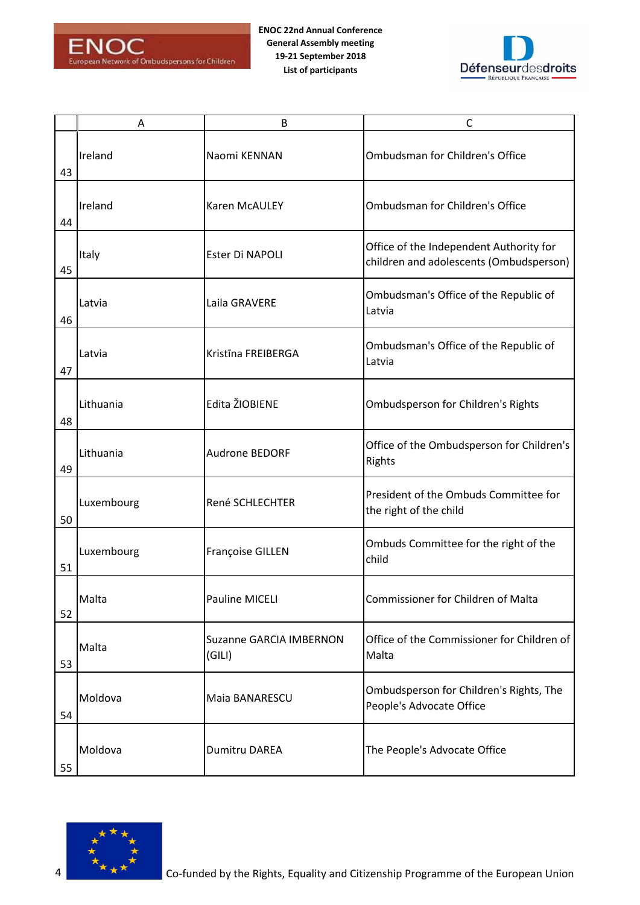| | A | B | C |
|---|---|---|---|
| 43 | Ireland | Naomi KENNAN | Ombudsman for Children's Office |
| 44 | Ireland | Karen McAULEY | Ombudsman for Children's Office |
| 45 | Italy | Ester Di NAPOLI | Office of the Independent Authority for children and adolescents (Ombudsperson) |
| 46 | Latvia | Laila GRAVERE | Ombudsman's Office of the Republic of Latvia |
| 47 | Latvia | Kristīna FREIBERGA | Ombudsman's Office of the Republic of Latvia |
| 48 | Lithuania | Edita ŽIOBIENE | Ombudsperson for Children's Rights |
| 49 | Lithuania | Audrone BEDORF | Office of the Ombudsperson for Children's Rights |
| 50 | Luxembourg | René SCHLECHTER | President of the Ombuds Committee for the right of the child |
| 51 | Luxembourg | Françoise GILLEN | Ombuds Committee for the right of the child |
| 52 | Malta | Pauline MICELI | Commissioner for Children of Malta |
| 53 | Malta | Suzanne GARCIA IMBERNON (GILI) | Office of the Commissioner for Children of Malta |
| 54 | Moldova | Maia BANARESCU | Ombudsperson for Children's Rights, The People's Advocate Office |
| 55 | Moldova | Dumitru DAREA | The People's Advocate Office |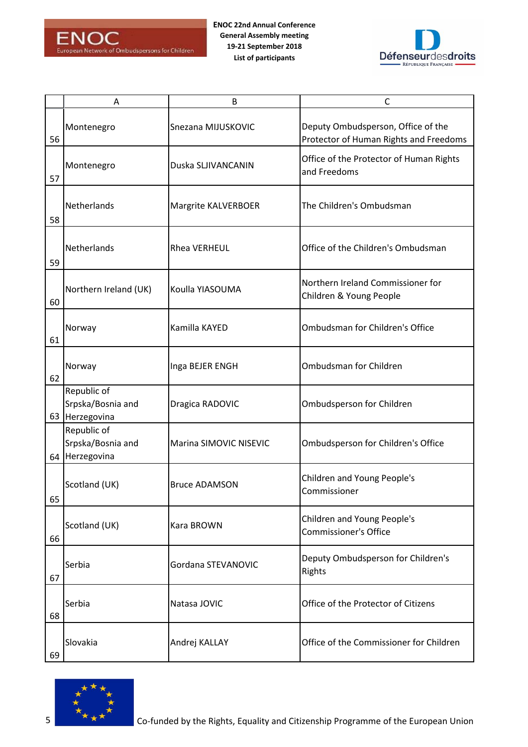| | A | B | C |
|---|---|---|---|
| 56 | Montenegro | Snezana MIJUSKOVIC | Deputy Ombudsperson, Office of the Protector of Human Rights and Freedoms |
| 57 | Montenegro | Duska SLJIVANCANIN | Office of the Protector of Human Rights and Freedoms |
| 58 | Netherlands | Margrite KALVERBOER | The Children's Ombudsman |
| 59 | Netherlands | Rhea VERHEUL | Office of the Children's Ombudsman |
| 60 | Northern Ireland (UK) | Koulla YIASOUMA | Northern Ireland Commissioner for Children & Young People |
| 61 | Norway | Kamilla KAYED | Ombudsman for Children's Office |
| 62 | Norway | Inga BEJER ENGH | Ombudsman for Children |
| 63 | Republic of Srpska/Bosnia and Herzegovina | Dragica RADOVIC | Ombudsperson for Children |
| 64 | Republic of Srpska/Bosnia and Herzegovina | Marina SIMOVIC NISEVIC | Ombudsperson for Children's Office |
| 65 | Scotland (UK) | Bruce ADAMSON | Children and Young People's Commissioner |
| 66 | Scotland (UK) | Kara BROWN | Children and Young People's Commissioner's Office |
| 67 | Serbia | Gordana STEVANOVIC | Deputy Ombudsperson for Children's Rights |
| 68 | Serbia | Natasa JOVIC | Office of the Protector of Citizens |
| 69 | Slovakia | Andrej KALLAY | Office of the Commissioner for Children |

Co-funded by the Rights, Equality and Citizenship Programme of the European Union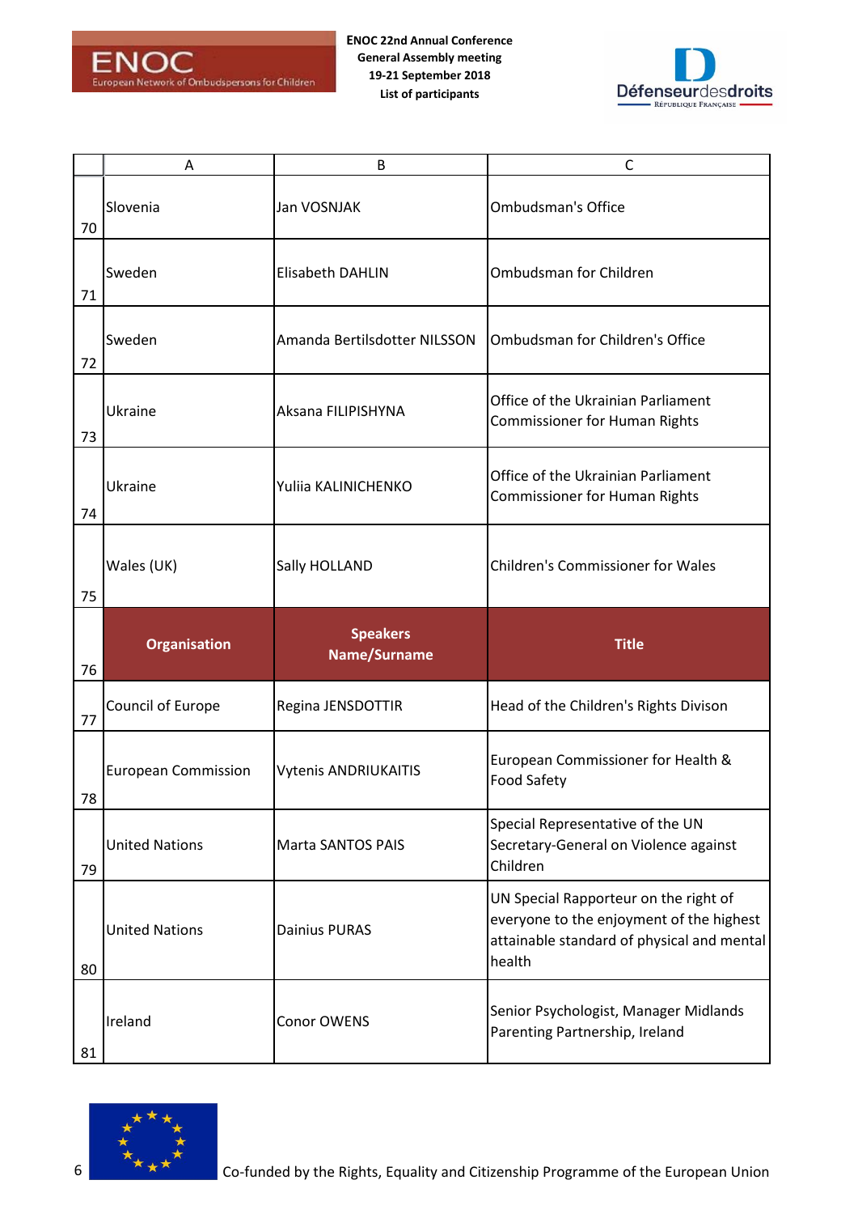| | A | B | C |
|---|---|---|---|
| 70 | Slovenia | Jan VOSNJAK | Ombudsman's Office |
| 71 | Sweden | Elisabeth DAHLIN | Ombudsman for Children |
| 72 | Sweden | Amanda Bertilsdotter NILSSON | Ombudsman for Children's Office |
| 73 | Ukraine | Aksana FILIPISHYNA | Office of the Ukrainian Parliament Commissioner for Human Rights |
| 74 | Ukraine | Yuliia KALINICHENKO | Office of the Ukrainian Parliament Commissioner for Human Rights |
| 75 | Wales (UK) | Sally HOLLAND | Children's Commissioner for Wales |
| 76 | **Organisation** | **Speakers Name/Surname** | **Title** |
| 77 | Council of Europe | Regina JENSDOTTIR | Head of the Children's Rights Divison |
| 78 | European Commission | Vytenis ANDRIUKAITIS | European Commissioner for Health & Food Safety |
| 79 | United Nations | Marta SANTOS PAIS | Special Representative of the UN Secretary-General on Violence against Children |
| 80 | United Nations | Dainius PURAS | UN Special Rapporteur on the right of everyone to the enjoyment of the highest attainable standard of physical and mental health |
| 81 | Ireland | Conor OWENS | Senior Psychologist, Manager Midlands Parenting Partnership, Ireland |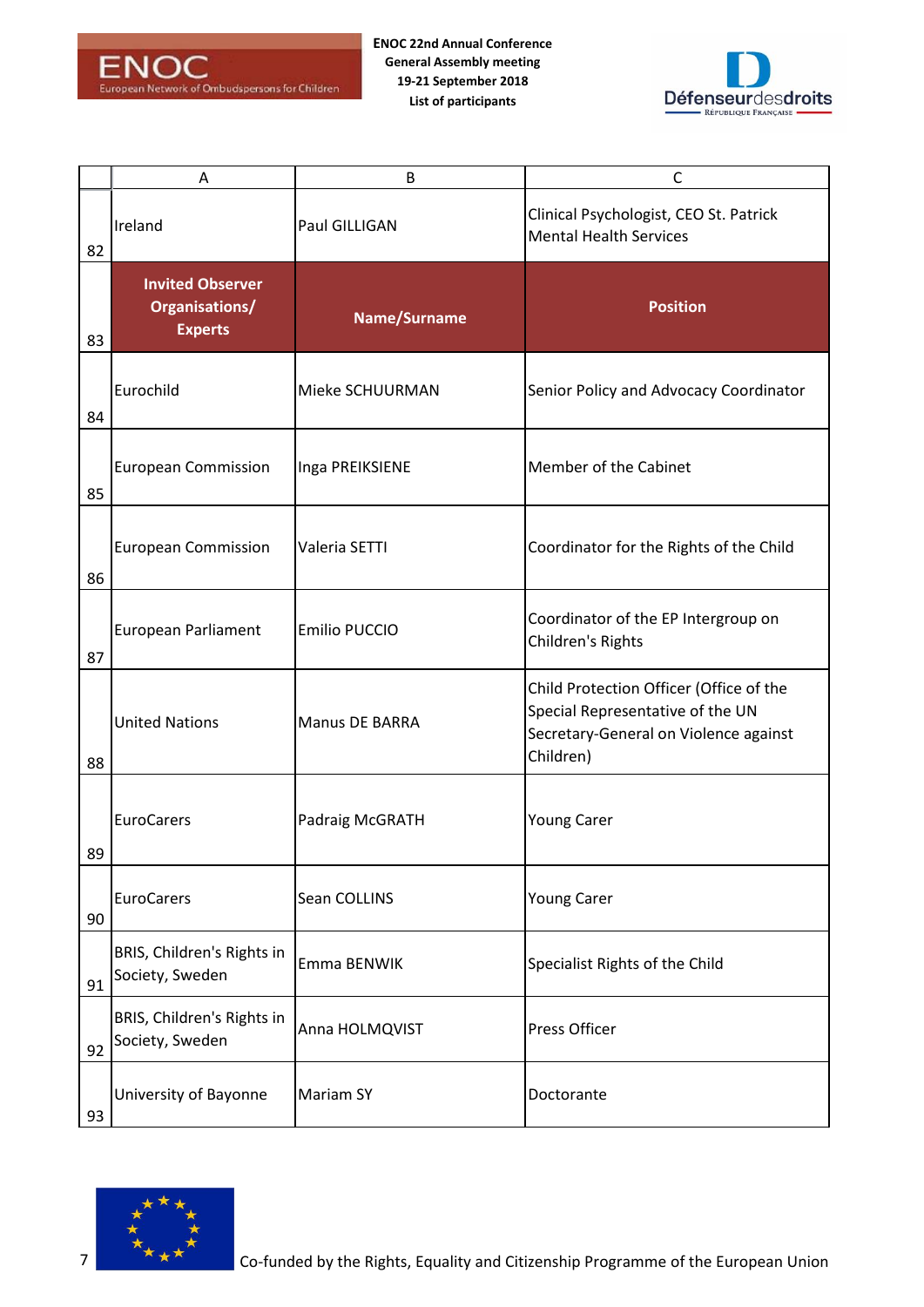| | A | B | C |
|---|---|---|---|
| 82 | Ireland | Paul GILLIGAN | Clinical Psychologist, CEO St. Patrick Mental Health Services |
| 83 | **Invited Observer Organisations/ Experts** | **Name/Surname** | **Position** |
| 84 | Eurochild | Mieke SCHUURMAN | Senior Policy and Advocacy Coordinator |
| 85 | European Commission | Inga PREIKSIENE | Member of the Cabinet |
| 86 | European Commission | Valeria SETTI | Coordinator for the Rights of the Child |
| 87 | European Parliament | Emilio PUCCIO | Coordinator of the EP Intergroup on Children's Rights |
| 88 | United Nations | Manus DE BARRA | Child Protection Officer (Office of the Special Representative of the UN Secretary-General on Violence against Children) |
| 89 | EuroCarers | Padraig McGRATH | Young Carer |
| 90 | EuroCarers | Sean COLLINS | Young Carer |
| 91 | BRIS, Children's Rights in Society, Sweden | Emma BENWIK | Specialist Rights of the Child |
| 92 | BRIS, Children's Rights in Society, Sweden | Anna HOLMQVIST | Press Officer |
| 93 | University of Bayonne | Mariam SY | Doctorante |

Co-funded by the Rights, Equality and Citizenship Programme of the European Union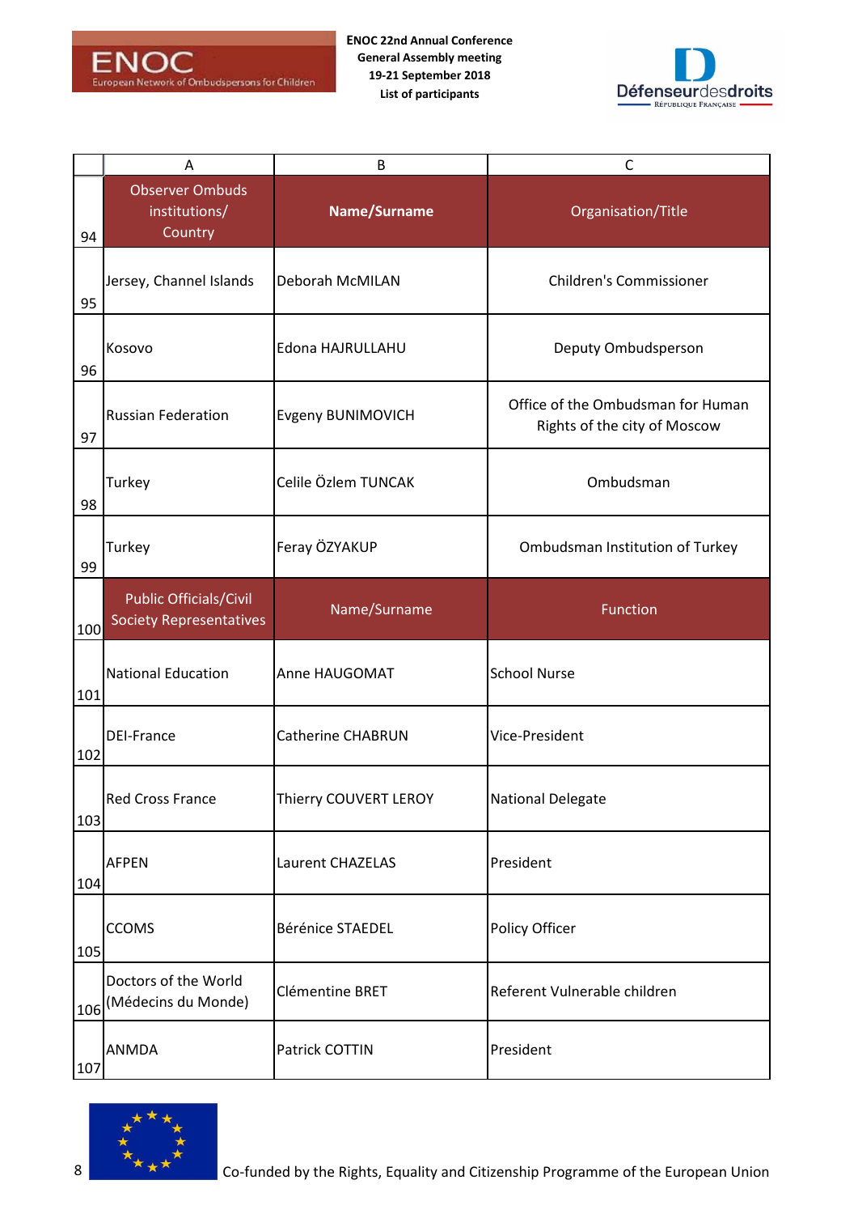| | A | B | C |
|---|---|---|---|
| 94 | Observer Ombuds institutions/ Country | **Name/Surname** | Organisation/Title |
| 95 | Jersey, Channel Islands | Deborah McMILAN | Children's Commissioner |
| 96 | Kosovo | Edona HAJRULLAHU | Deputy Ombudsperson |
| 97 | Russian Federation | Evgeny BUNIMOVICH | Office of the Ombudsman for Human Rights of the city of Moscow |
| 98 | Turkey | Celile Özlem TUNCAK | Ombudsman |
| 99 | Turkey | Feray ÖZYAKUP | Ombudsman Institution of Turkey |
| 100 | Public Officials/Civil Society Representatives | Name/Surname | Function |
| 101 | National Education | Anne HAUGOMAT | School Nurse |
| 102 | DEI-France | Catherine CHABRUN | Vice-President |
| 103 | Red Cross France | Thierry COUVERT LEROY | National Delegate |
| 104 | AFPEN | Laurent CHAZELAS | President |
| 105 | CCOMS | Bérénice STAEDEL | Policy Officer |
| 106 | Doctors of the World (Médecins du Monde) | Clémentine BRET | Referent Vulnerable children |
| 107 | ANMDA | Patrick COTTIN | President |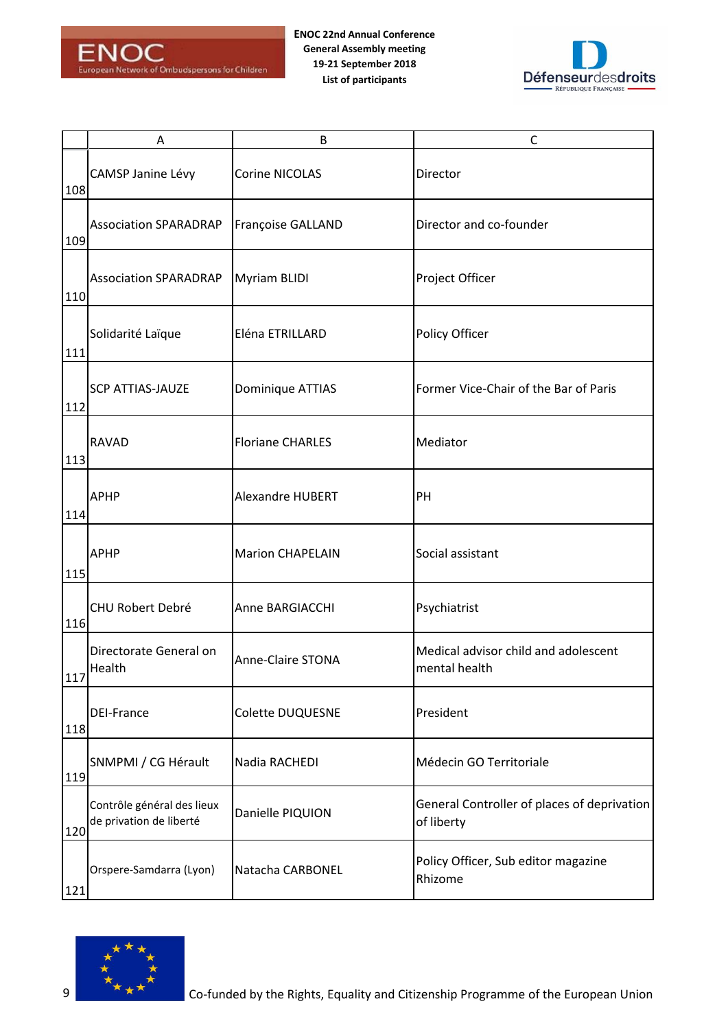| | A | B | C |
|---|---|---|---|
| 108 | CAMSP Janine Lévy | Corine NICOLAS | Director |
| 109 | Association SPARADRAP | Françoise GALLAND | Director and co-founder |
| 110 | Association SPARADRAP | Myriam BLIDI | Project Officer |
| 111 | Solidarité Laïque | Eléna ETRILLARD | Policy Officer |
| 112 | SCP ATTIAS-JAUZE | Dominique ATTIAS | Former Vice-Chair of the Bar of Paris |
| 113 | RAVAD | Floriane CHARLES | Mediator |
| 114 | APHP | Alexandre HUBERT | PH |
| 115 | APHP | Marion CHAPELAIN | Social assistant |
| 116 | CHU Robert Debré | Anne BARGIACCHI | Psychiatrist |
| 117 | Directorate General on Health | Anne-Claire STONA | Medical advisor child and adolescent mental health |
| 118 | DEI-France | Colette DUQUESNE | President |
| 119 | SNMPMI / CG Hérault | Nadia RACHEDI | Médecin GO Territoriale |
| 120 | Contrôle général des lieux de privation de liberté | Danielle PIQUION | General Controller of places of deprivation of liberty |
| 121 | Orspere-Samdarra (Lyon) | Natacha CARBONEL | Policy Officer, Sub editor magazine Rhizome |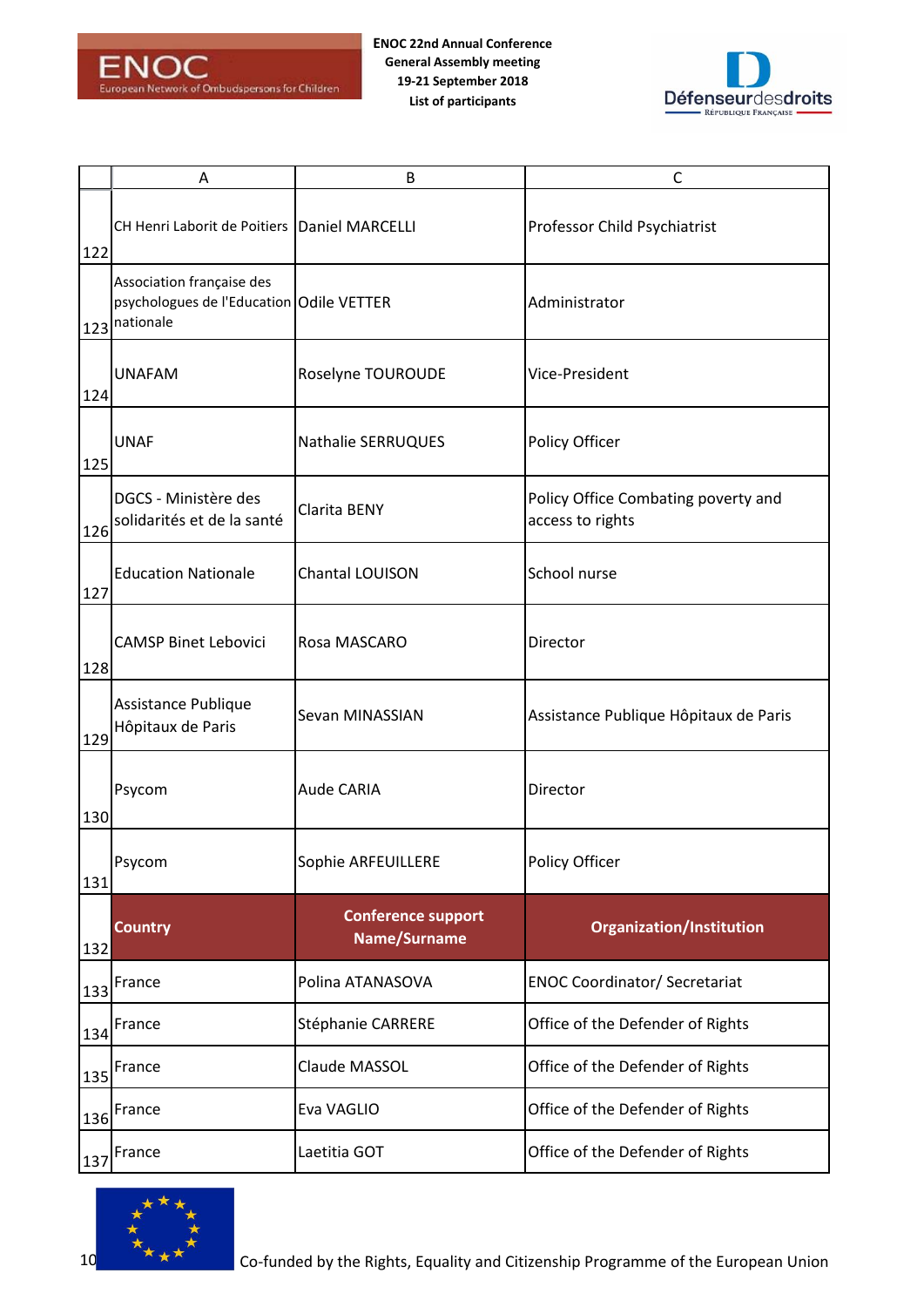|  | A | B | C |
|---|---|---|---|
| 122 | CH Henri Laborit de Poitiers | Daniel MARCELLI | Professor Child Psychiatrist |
| 123 | Association française des psychologues de l'Education nationale | Odile VETTER | Administrator |
| 124 | UNAFAM | Roselyne TOUROUDE | Vice-President |
| 125 | UNAF | Nathalie SERRUQUES | Policy Officer |
| 126 | DGCS - Ministère des solidarités et de la santé | Clarita BENY | Policy Office Combating poverty and access to rights |
| 127 | Education Nationale | Chantal LOUISON | School nurse |
| 128 | CAMSP Binet Lebovici | Rosa MASCARO | Director |
| 129 | Assistance Publique Hôpitaux de Paris | Sevan MINASSIAN | Assistance Publique Hôpitaux de Paris |
| 130 | Psycom | Aude CARIA | Director |
| 131 | Psycom | Sophie ARFEUILLERE | Policy Officer |
| 132 | **Country** | **Conference support Name/Surname** | **Organization/Institution** |
| 133 | France | Polina ATANASOVA | ENOC Coordinator/ Secretariat |
| 134 | France | Stéphanie CARRERE | Office of the Defender of Rights |
| 135 | France | Claude MASSOL | Office of the Defender of Rights |
| 136 | France | Eva VAGLIO | Office of the Defender of Rights |
| 137 | France | Laetitia GOT | Office of the Defender of Rights |

Co-funded by the Rights, Equality and Citizenship Programme of the European Union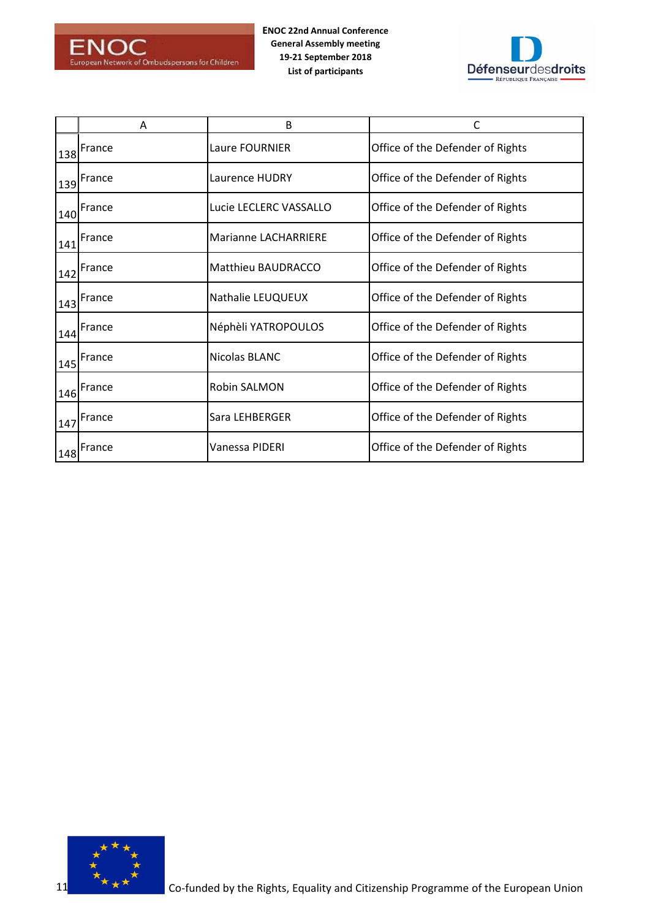| | A | B | C |
|---|---|---|---|
| 138 | France | Laure FOURNIER | Office of the Defender of Rights |
| 139 | France | Laurence HUDRY | Office of the Defender of Rights |
| 140 | France | Lucie LECLERC VASSALLO | Office of the Defender of Rights |
| 141 | France | Marianne LACHARRIERE | Office of the Defender of Rights |
| 142 | France | Matthieu BAUDRACCO | Office of the Defender of Rights |
| 143 | France | Nathalie LEUQUEUX | Office of the Defender of Rights |
| 144 | France | Néphèli YATROPOULOS | Office of the Defender of Rights |
| 145 | France | Nicolas BLANC | Office of the Defender of Rights |
| 146 | France | Robin SALMON | Office of the Defender of Rights |
| 147 | France | Sara LEHBERGER | Office of the Defender of Rights |
| 148 | France | Vanessa PIDERI | Office of the Defender of Rights |